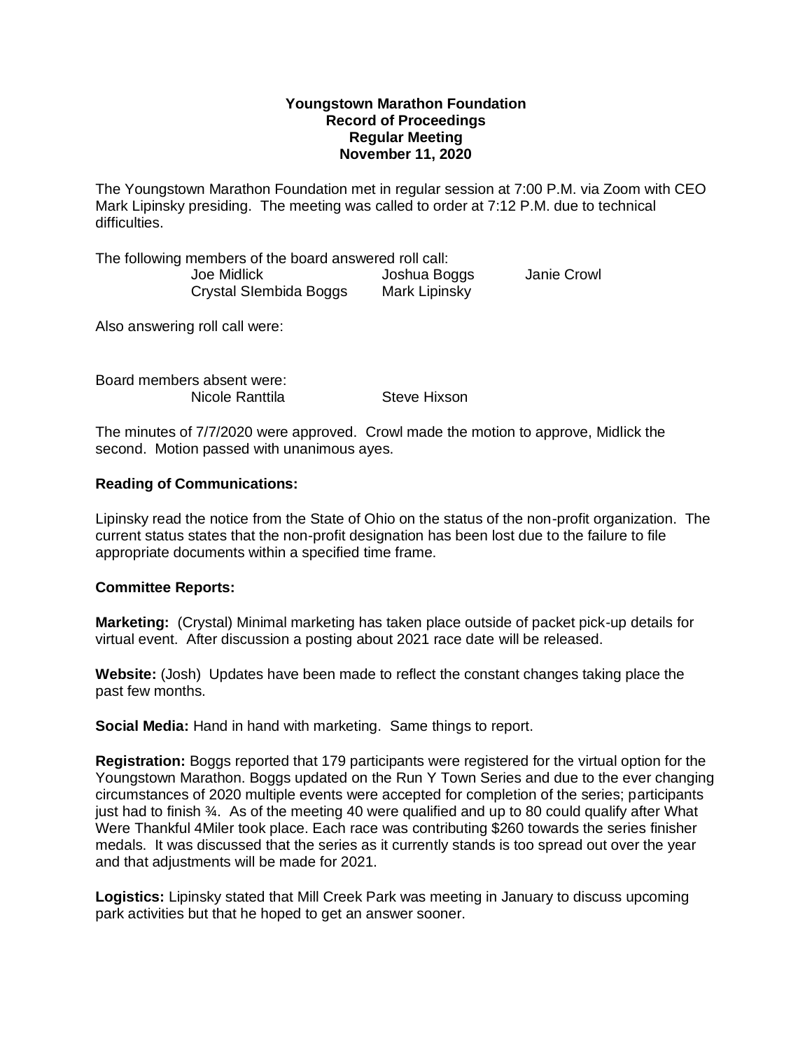**Youngstown Marathon Foundation**
**Record of Proceedings**
**Regular Meeting**
**November 11, 2020**

The Youngstown Marathon Foundation met in regular session at 7:00 P.M. via Zoom with CEO Mark Lipinsky presiding. The meeting was called to order at 7:12 P.M. due to technical difficulties.

The following members of the board answered roll call:

| | | |
|---|---|---|
| Joe Midlick | Joshua Boggs | Janie Crowl |
| Crystal SIembida Boggs | Mark Lipinsky | |

Also answering roll call were:

Board members absent were:

| | |
|---|---|
| Nicole Ranttila | Steve Hixson |

The minutes of 7/7/2020 were approved. Crowl made the motion to approve, Midlick the second. Motion passed with unanimous ayes.

**Reading of Communications:**

Lipinsky read the notice from the State of Ohio on the status of the non-profit organization. The current status states that the non-profit designation has been lost due to the failure to file appropriate documents within a specified time frame.

**Committee Reports:**

**Marketing:** (Crystal) Minimal marketing has taken place outside of packet pick-up details for virtual event. After discussion a posting about 2021 race date will be released.

**Website:** (Josh) Updates have been made to reflect the constant changes taking place the past few months.

**Social Media:** Hand in hand with marketing. Same things to report.

**Registration:** Boggs reported that 179 participants were registered for the virtual option for the Youngstown Marathon. Boggs updated on the Run Y Town Series and due to the ever changing circumstances of 2020 multiple events were accepted for completion of the series; participants just had to finish ¾. As of the meeting 40 were qualified and up to 80 could qualify after What Were Thankful 4Miler took place. Each race was contributing $260 towards the series finisher medals. It was discussed that the series as it currently stands is too spread out over the year and that adjustments will be made for 2021.

**Logistics:** Lipinsky stated that Mill Creek Park was meeting in January to discuss upcoming park activities but that he hoped to get an answer sooner.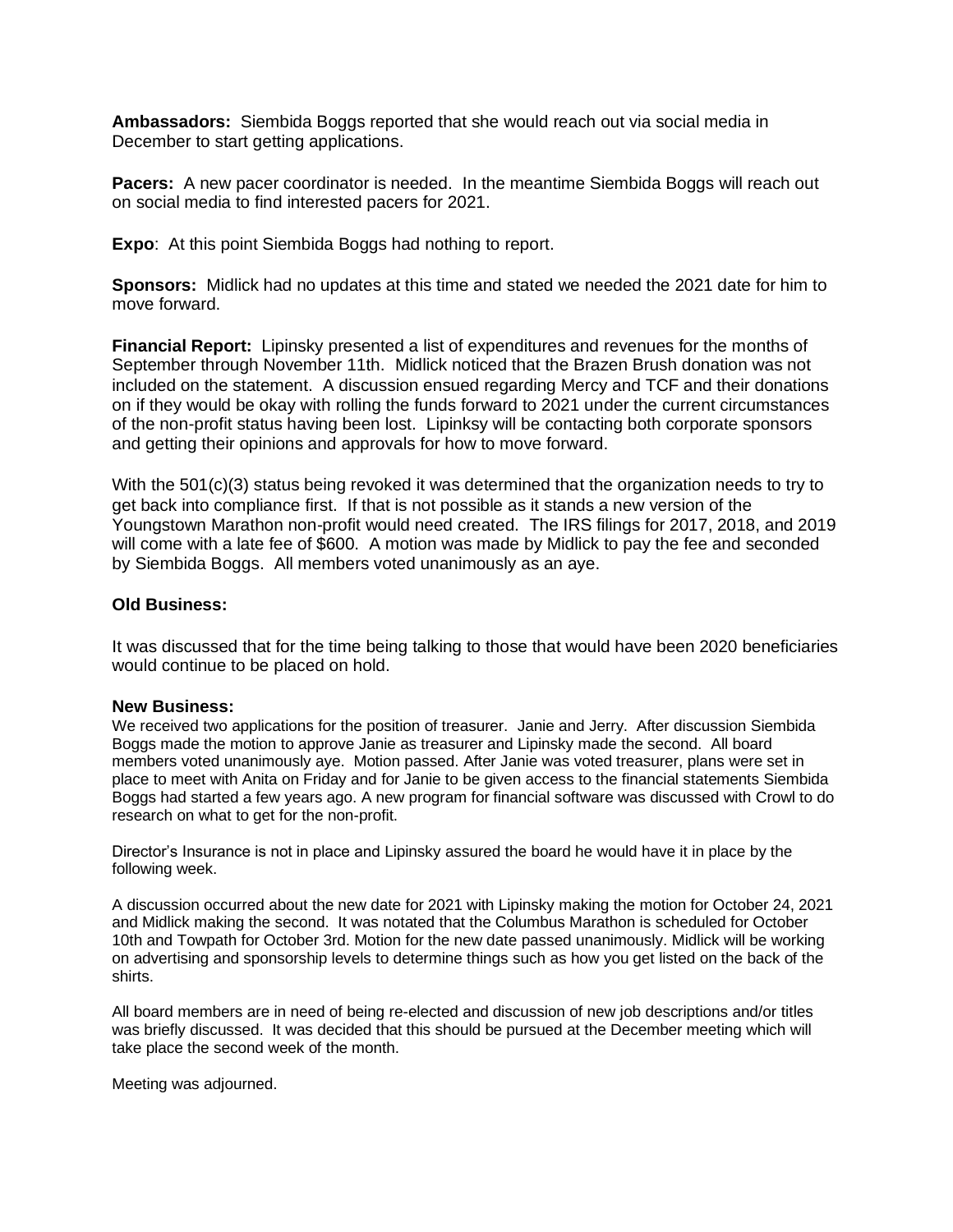**Ambassadors:** Siembida Boggs reported that she would reach out via social media in December to start getting applications.

**Pacers:** A new pacer coordinator is needed. In the meantime Siembida Boggs will reach out on social media to find interested pacers for 2021.

**Expo**: At this point Siembida Boggs had nothing to report.

**Sponsors:** Midlick had no updates at this time and stated we needed the 2021 date for him to move forward.

**Financial Report:** Lipinsky presented a list of expenditures and revenues for the months of September through November 11th. Midlick noticed that the Brazen Brush donation was not included on the statement. A discussion ensued regarding Mercy and TCF and their donations on if they would be okay with rolling the funds forward to 2021 under the current circumstances of the non-profit status having been lost. Lipinksy will be contacting both corporate sponsors and getting their opinions and approvals for how to move forward.

With the 501(c)(3) status being revoked it was determined that the organization needs to try to get back into compliance first. If that is not possible as it stands a new version of the Youngstown Marathon non-profit would need created. The IRS filings for 2017, 2018, and 2019 will come with a late fee of $600. A motion was made by Midlick to pay the fee and seconded by Siembida Boggs. All members voted unanimously as an aye.

**Old Business:**

It was discussed that for the time being talking to those that would have been 2020 beneficiaries would continue to be placed on hold.

**New Business:**

We received two applications for the position of treasurer. Janie and Jerry. After discussion Siembida Boggs made the motion to approve Janie as treasurer and Lipinsky made the second. All board members voted unanimously aye. Motion passed. After Janie was voted treasurer, plans were set in place to meet with Anita on Friday and for Janie to be given access to the financial statements Siembida Boggs had started a few years ago. A new program for financial software was discussed with Crowl to do research on what to get for the non-profit.

Director's Insurance is not in place and Lipinsky assured the board he would have it in place by the following week.

A discussion occurred about the new date for 2021 with Lipinsky making the motion for October 24, 2021 and Midlick making the second. It was notated that the Columbus Marathon is scheduled for October 10th and Towpath for October 3rd. Motion for the new date passed unanimously. Midlick will be working on advertising and sponsorship levels to determine things such as how you get listed on the back of the shirts.

All board members are in need of being re-elected and discussion of new job descriptions and/or titles was briefly discussed. It was decided that this should be pursued at the December meeting which will take place the second week of the month.

Meeting was adjourned.